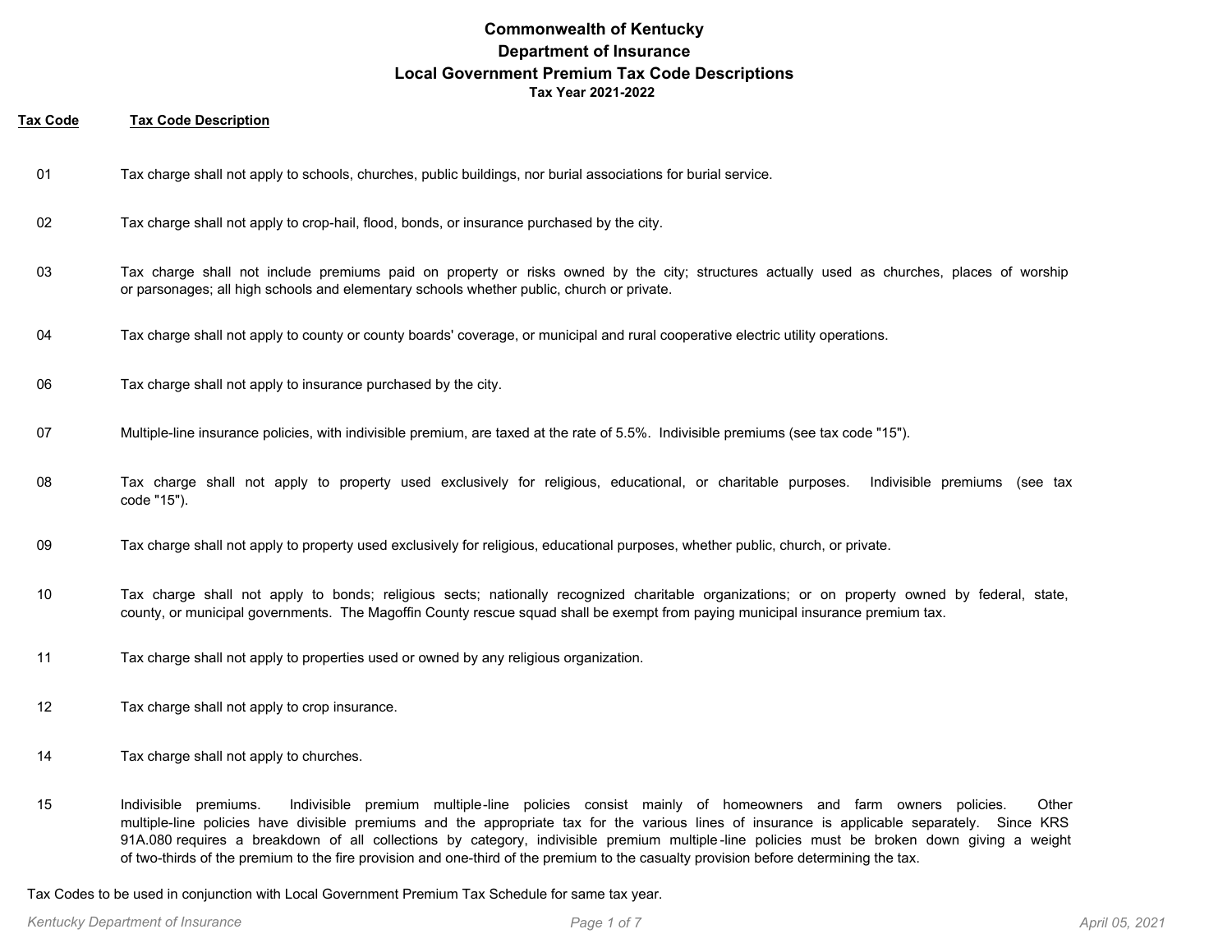# Commonwealth of Kentucky
## Department of Insurance
## Local Government Premium Tax Code Descriptions
### Tax Year 2021-2022

| Tax Code | Tax Code Description |
|---|---|
| 01 | Tax charge shall not apply to schools, churches, public buildings, nor burial associations for burial service. |
| 02 | Tax charge shall not apply to crop-hail, flood, bonds, or insurance purchased by the city. |
| 03 | Tax charge shall not include premiums paid on property or risks owned by the city; structures actually used as churches, places of worship or parsonages; all high schools and elementary schools whether public, church or private. |
| 04 | Tax charge shall not apply to county or county boards' coverage, or municipal and rural cooperative electric utility operations. |
| 06 | Tax charge shall not apply to insurance purchased by the city. |
| 07 | Multiple-line insurance policies, with indivisible premium, are taxed at the rate of 5.5%. Indivisible premiums (see tax code "15"). |
| 08 | Tax charge shall not apply to property used exclusively for religious, educational, or charitable purposes. Indivisible premiums (see tax code "15"). |
| 09 | Tax charge shall not apply to property used exclusively for religious, educational purposes, whether public, church, or private. |
| 10 | Tax charge shall not apply to bonds; religious sects; nationally recognized charitable organizations; or on property owned by federal, state, county, or municipal governments. The Magoffin County rescue squad shall be exempt from paying municipal insurance premium tax. |
| 11 | Tax charge shall not apply to properties used or owned by any religious organization. |
| 12 | Tax charge shall not apply to crop insurance. |
| 14 | Tax charge shall not apply to churches. |
| 15 | Indivisible premiums. Indivisible premium multiple-line policies consist mainly of homeowners and farm owners policies. Other multiple-line policies have divisible premiums and the appropriate tax for the various lines of insurance is applicable separately. Since KRS 91A.080 requires a breakdown of all collections by category, indivisible premium multiple-line policies must be broken down giving a weight of two-thirds of the premium to the fire provision and one-third of the premium to the casualty provision before determining the tax. |

Tax Codes to be used in conjunction with Local Government Premium Tax Schedule for same tax year.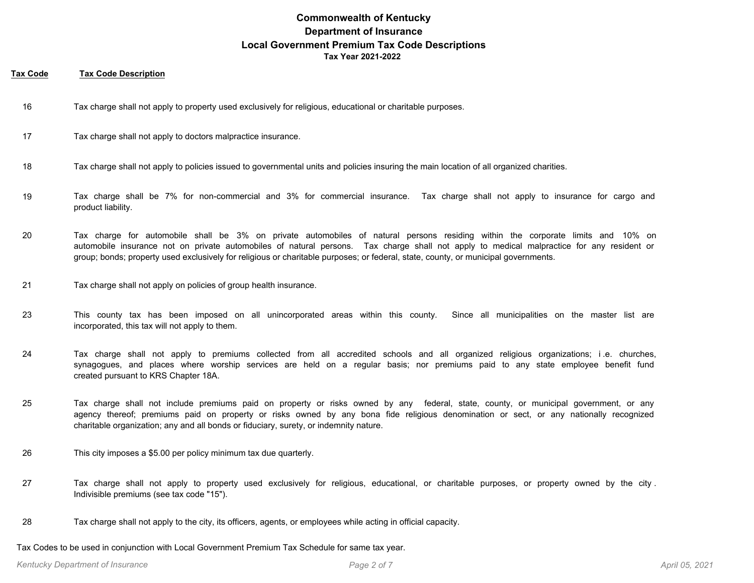# Commonwealth of Kentucky
## Department of Insurance
## Local Government Premium Tax Code Descriptions
### Tax Year 2021-2022

| Tax Code | Tax Code Description |
|---|---|
| 16 | Tax charge shall not apply to property used exclusively for religious, educational or charitable purposes. |
| 17 | Tax charge shall not apply to doctors malpractice insurance. |
| 18 | Tax charge shall not apply to policies issued to governmental units and policies insuring the main location of all organized charities. |
| 19 | Tax charge shall be 7% for non-commercial and 3% for commercial insurance. Tax charge shall not apply to insurance for cargo and product liability. |
| 20 | Tax charge for automobile shall be 3% on private automobiles of natural persons residing within the corporate limits and 10% on automobile insurance not on private automobiles of natural persons. Tax charge shall not apply to medical malpractice for any resident or group; bonds; property used exclusively for religious or charitable purposes; or federal, state, county, or municipal governments. |
| 21 | Tax charge shall not apply on policies of group health insurance. |
| 23 | This county tax has been imposed on all unincorporated areas within this county. Since all municipalities on the master list are incorporated, this tax will not apply to them. |
| 24 | Tax charge shall not apply to premiums collected from all accredited schools and all organized religious organizations; i.e. churches, synagogues, and places where worship services are held on a regular basis; nor premiums paid to any state employee benefit fund created pursuant to KRS Chapter 18A. |
| 25 | Tax charge shall not include premiums paid on property or risks owned by any federal, state, county, or municipal government, or any agency thereof; premiums paid on property or risks owned by any bona fide religious denomination or sect, or any nationally recognized charitable organization; any and all bonds or fiduciary, surety, or indemnity nature. |
| 26 | This city imposes a $5.00 per policy minimum tax due quarterly. |
| 27 | Tax charge shall not apply to property used exclusively for religious, educational, or charitable purposes, or property owned by the city. Indivisible premiums (see tax code "15"). |
| 28 | Tax charge shall not apply to the city, its officers, agents, or employees while acting in official capacity. |

Tax Codes to be used in conjunction with Local Government Premium Tax Schedule for same tax year.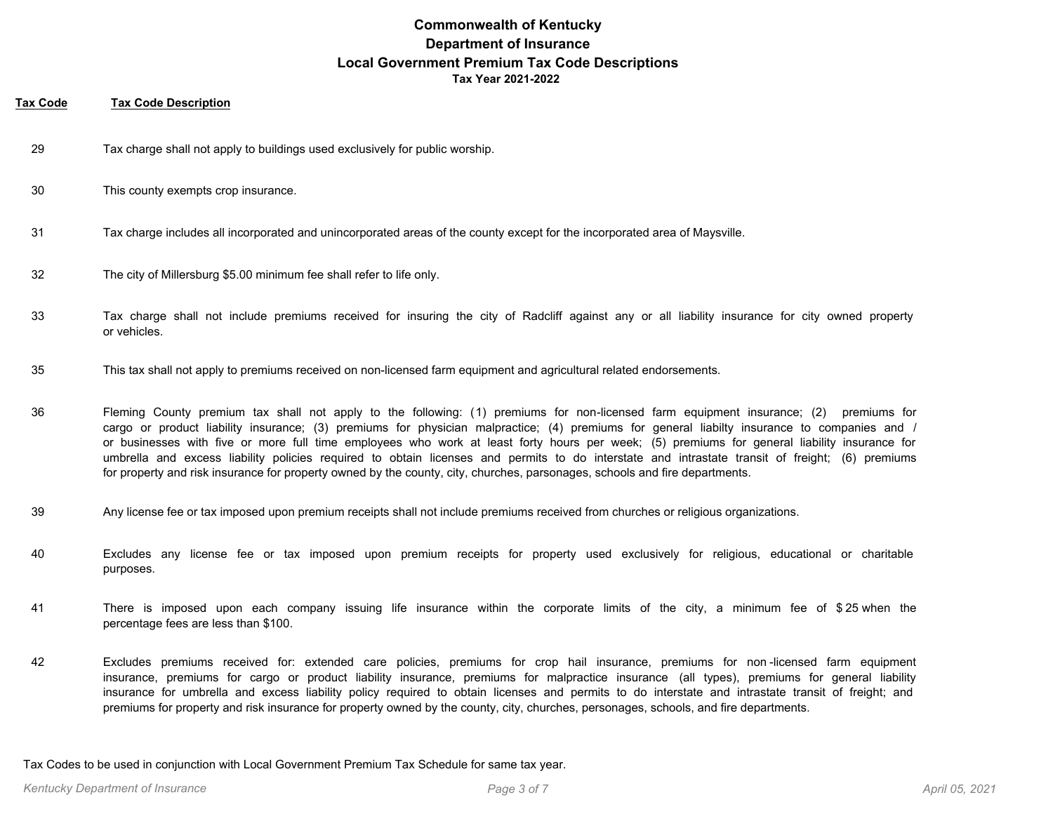# Commonwealth of Kentucky
## Department of Insurance
## Local Government Premium Tax Code Descriptions
### Tax Year 2021-2022

| Tax Code | Tax Code Description |
|---|---|
| 29 | Tax charge shall not apply to buildings used exclusively for public worship. |
| 30 | This county exempts crop insurance. |
| 31 | Tax charge includes all incorporated and unincorporated areas of the county except for the incorporated area of Maysville. |
| 32 | The city of Millersburg $5.00 minimum fee shall refer to life only. |
| 33 | Tax charge shall not include premiums received for insuring the city of Radcliff against any or all liability insurance for city owned property or vehicles. |
| 35 | This tax shall not apply to premiums received on non-licensed farm equipment and agricultural related endorsements. |
| 36 | Fleming County premium tax shall not apply to the following: (1) premiums for non-licensed farm equipment insurance; (2) premiums for cargo or product liability insurance; (3) premiums for physician malpractice; (4) premiums for general liabilty insurance to companies and / or businesses with five or more full time employees who work at least forty hours per week; (5) premiums for general liability insurance for umbrella and excess liability policies required to obtain licenses and permits to do interstate and intrastate transit of freight; (6) premiums for property and risk insurance for property owned by the county, city, churches, parsonages, schools and fire departments. |
| 39 | Any license fee or tax imposed upon premium receipts shall not include premiums received from churches or religious organizations. |
| 40 | Excludes any license fee or tax imposed upon premium receipts for property used exclusively for religious, educational or charitable purposes. |
| 41 | There is imposed upon each company issuing life insurance within the corporate limits of the city, a minimum fee of $25 when the percentage fees are less than $100. |
| 42 | Excludes premiums received for: extended care policies, premiums for crop hail insurance, premiums for non-licensed farm equipment insurance, premiums for cargo or product liability insurance, premiums for malpractice insurance (all types), premiums for general liability insurance for umbrella and excess liability policy required to obtain licenses and permits to do interstate and intrastate transit of freight; and premiums for property and risk insurance for property owned by the county, city, churches, personages, schools, and fire departments. |

Tax Codes to be used in conjunction with Local Government Premium Tax Schedule for same tax year.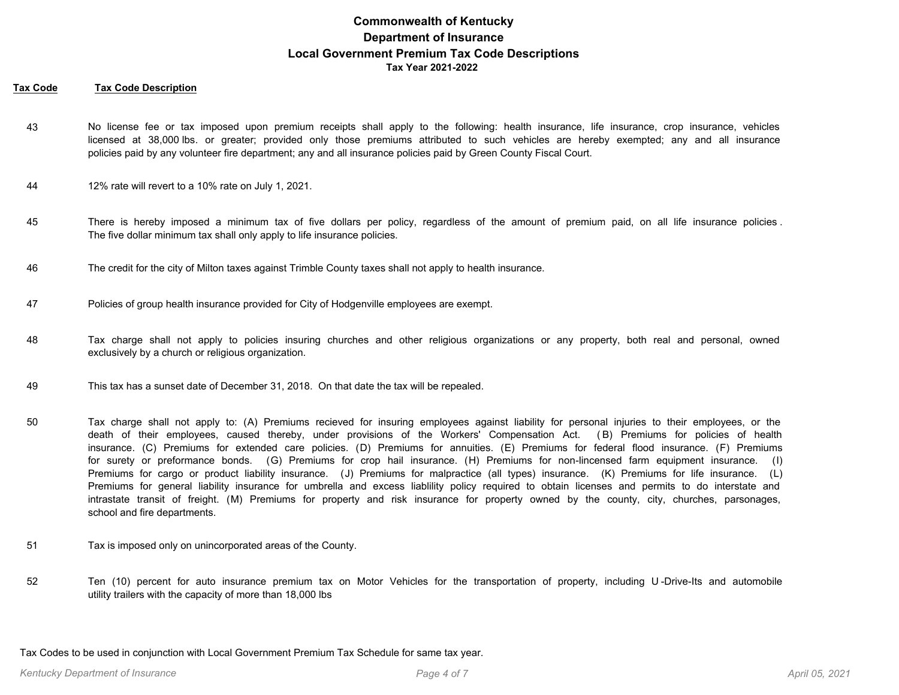# Commonwealth of Kentucky
## Department of Insurance
## Local Government Premium Tax Code Descriptions
### Tax Year 2021-2022

| Tax Code | Tax Code Description |
|---|---|
| 43 | No license fee or tax imposed upon premium receipts shall apply to the following: health insurance, life insurance, crop insurance, vehicles licensed at 38,000 lbs. or greater; provided only those premiums attributed to such vehicles are hereby exempted; any and all insurance policies paid by any volunteer fire department; any and all insurance policies paid by Green County Fiscal Court. |
| 44 | 12% rate will revert to a 10% rate on July 1, 2021. |
| 45 | There is hereby imposed a minimum tax of five dollars per policy, regardless of the amount of premium paid, on all life insurance policies . The five dollar minimum tax shall only apply to life insurance policies. |
| 46 | The credit for the city of Milton taxes against Trimble County taxes shall not apply to health insurance. |
| 47 | Policies of group health insurance provided for City of Hodgenville employees are exempt. |
| 48 | Tax charge shall not apply to policies insuring churches and other religious organizations or any property, both real and personal, owned exclusively by a church or religious organization. |
| 49 | This tax has a sunset date of December 31, 2018. On that date the tax will be repealed. |
| 50 | Tax charge shall not apply to: (A) Premiums recieved for insuring employees against liability for personal injuries to their employees, or the death of their employees, caused thereby, under provisions of the Workers' Compensation Act. (B) Premiums for policies of health insurance. (C) Premiums for extended care policies. (D) Premiums for annuities. (E) Premiums for federal flood insurance. (F) Premiums for surety or preformance bonds. (G) Premiums for crop hail insurance. (H) Premiums for non-lincensed farm equipment insurance. (I) Premiums for cargo or product liability insurance. (J) Premiums for malpractice (all types) insurance. (K) Premiums for life insurance. (L) Premiums for general liability insurance for umbrella and excess liablility policy required to obtain licenses and permits to do interstate and intrastate transit of freight. (M) Premiums for property and risk insurance for property owned by the county, city, churches, parsonages, school and fire departments. |
| 51 | Tax is imposed only on unincorporated areas of the County. |
| 52 | Ten (10) percent for auto insurance premium tax on Motor Vehicles for the transportation of property, including U -Drive-Its and automobile utility trailers with the capacity of more than 18,000 lbs |

Tax Codes to be used in conjunction with Local Government Premium Tax Schedule for same tax year.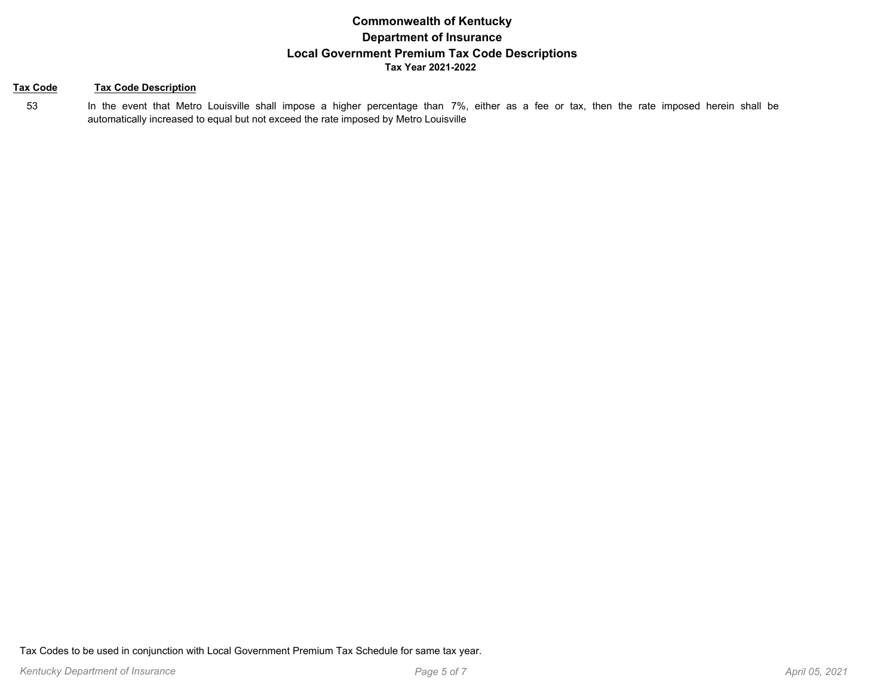# Commonwealth of Kentucky
## Department of Insurance
## Local Government Premium Tax Code Descriptions
### Tax Year 2021-2022

| Tax Code | Tax Code Description |
|---|---|
| 53 | In the event that Metro Louisville shall impose a higher percentage than 7%, either as a fee or tax, then the rate imposed herein shall be automatically increased to equal but not exceed the rate imposed by Metro Louisville |

Tax Codes to be used in conjunction with Local Government Premium Tax Schedule for same tax year.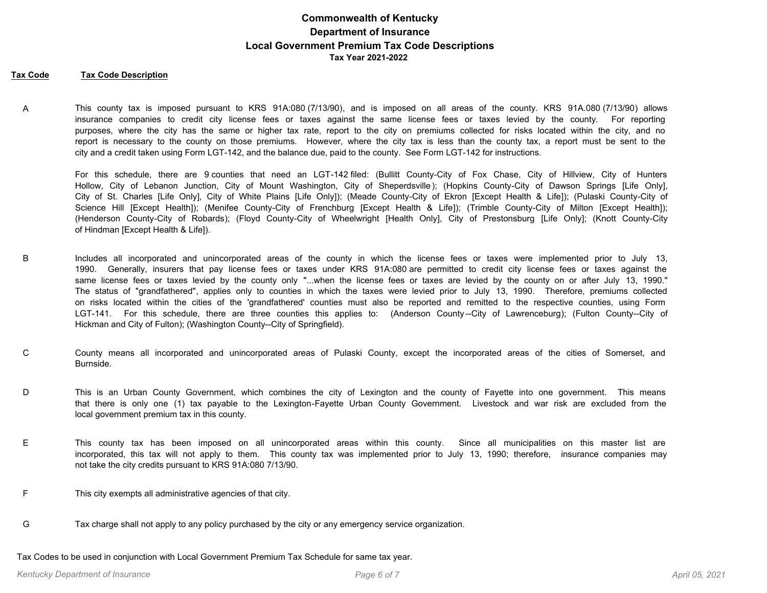# Commonwealth of Kentucky
## Department of Insurance
## Local Government Premium Tax Code Descriptions
### Tax Year 2021-2022

| Tax Code | Tax Code Description |
|---|---|
| A | This county tax is imposed pursuant to KRS 91A:080 (7/13/90), and is imposed on all areas of the county. KRS 91A.080 (7/13/90) allows insurance companies to credit city license fees or taxes against the same license fees or taxes levied by the county. For reporting purposes, where the city has the same or higher tax rate, report to the city on premiums collected for risks located within the city, and no report is necessary to the county on those premiums. However, where the city tax is less than the county tax, a report must be sent to the city and a credit taken using Form LGT-142, and the balance due, paid to the county. See Form LGT-142 for instructions.<br><br>For this schedule, there are 9 counties that need an LGT-142 filed: (Bullitt County-City of Fox Chase, City of Hillview, City of Hunters Hollow, City of Lebanon Junction, City of Mount Washington, City of Sheperdsville); (Hopkins County-City of Dawson Springs [Life Only], City of St. Charles [Life Only], City of White Plains [Life Only]); (Meade County-City of Ekron [Except Health & Life]); (Pulaski County-City of Science Hill [Except Health]); (Menifee County-City of Frenchburg [Except Health & Life]); (Trimble County-City of Milton [Except Health]); (Henderson County-City of Robards); (Floyd County-City of Wheelwright [Health Only], City of Prestonsburg [Life Only]; (Knott County-City of Hindman [Except Health & Life]). |
| B | Includes all incorporated and unincorporated areas of the county in which the license fees or taxes were implemented prior to July 13, 1990. Generally, insurers that pay license fees or taxes under KRS 91A:080 are permitted to credit city license fees or taxes against the same license fees or taxes levied by the county only "...when the license fees or taxes are levied by the county on or after July 13, 1990." The status of "grandfathered", applies only to counties in which the taxes were levied prior to July 13, 1990. Therefore, premiums collected on risks located within the cities of the 'grandfathered' counties must also be reported and remitted to the respective counties, using Form LGT-141. For this schedule, there are three counties this applies to: (Anderson County--City of Lawrenceburg); (Fulton County--City of Hickman and City of Fulton); (Washington County--City of Springfield). |
| C | County means all incorporated and unincorporated areas of Pulaski County, except the incorporated areas of the cities of Somerset, and Burnside. |
| D | This is an Urban County Government, which combines the city of Lexington and the county of Fayette into one government. This means that there is only one (1) tax payable to the Lexington-Fayette Urban County Government. Livestock and war risk are excluded from the local government premium tax in this county. |
| E | This county tax has been imposed on all unincorporated areas within this county. Since all municipalities on this master list are incorporated, this tax will not apply to them. This county tax was implemented prior to July 13, 1990; therefore, insurance companies may not take the city credits pursuant to KRS 91A:080 7/13/90. |
| F | This city exempts all administrative agencies of that city. |
| G | Tax charge shall not apply to any policy purchased by the city or any emergency service organization. |

Tax Codes to be used in conjunction with Local Government Premium Tax Schedule for same tax year.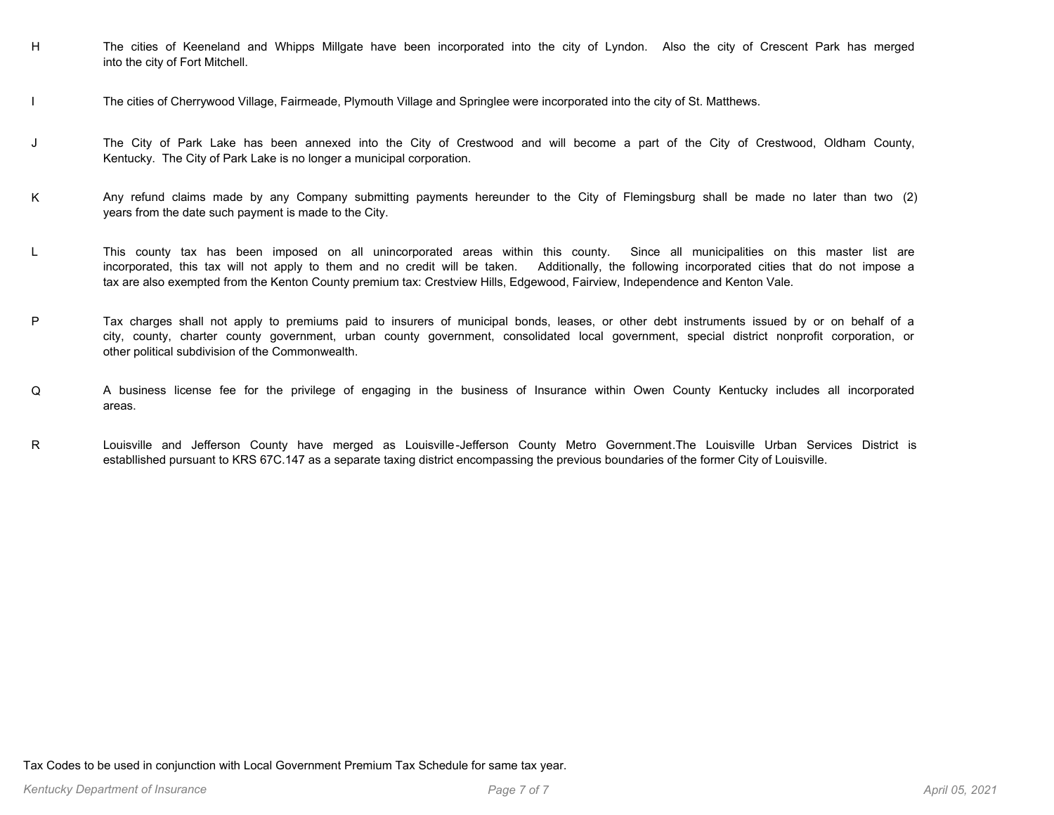| | |
|---|---|
| H | The cities of Keeneland and Whipps Millgate have been incorporated into the city of Lyndon. Also the city of Crescent Park has merged into the city of Fort Mitchell. |
| I | The cities of Cherrywood Village, Fairmeade, Plymouth Village and Springlee were incorporated into the city of St. Matthews. |
| J | The City of Park Lake has been annexed into the City of Crestwood and will become a part of the City of Crestwood, Oldham County, Kentucky. The City of Park Lake is no longer a municipal corporation. |
| K | Any refund claims made by any Company submitting payments hereunder to the City of Flemingsburg shall be made no later than two (2) years from the date such payment is made to the City. |
| L | This county tax has been imposed on all unincorporated areas within this county. Since all municipalities on this master list are incorporated, this tax will not apply to them and no credit will be taken. Additionally, the following incorporated cities that do not impose a tax are also exempted from the Kenton County premium tax: Crestview Hills, Edgewood, Fairview, Independence and Kenton Vale. |
| P | Tax charges shall not apply to premiums paid to insurers of municipal bonds, leases, or other debt instruments issued by or on behalf of a city, county, charter county government, urban county government, consolidated local government, special district nonprofit corporation, or other political subdivision of the Commonwealth. |
| Q | A business license fee for the privilege of engaging in the business of Insurance within Owen County Kentucky includes all incorporated areas. |
| R | Louisville and Jefferson County have merged as Louisville-Jefferson County Metro Government.The Louisville Urban Services District is establlished pursuant to KRS 67C.147 as a separate taxing district encompassing the previous boundaries of the former City of Louisville. |

Tax Codes to be used in conjunction with Local Government Premium Tax Schedule for same tax year.